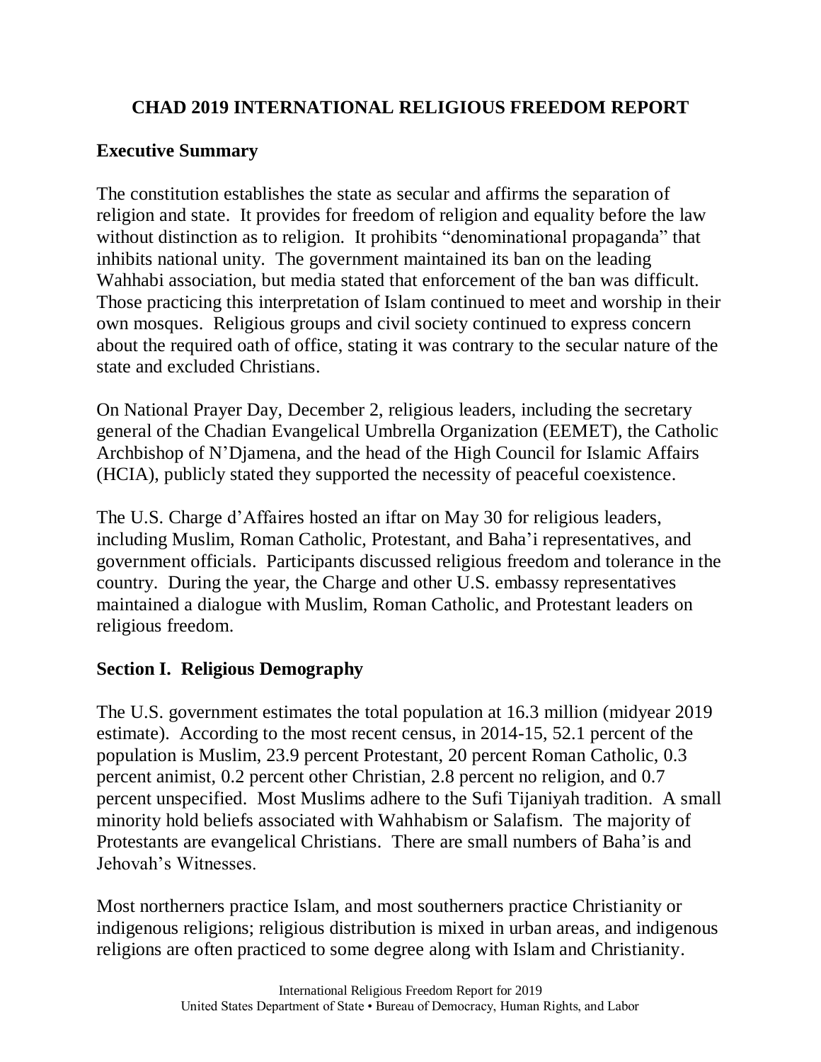# CHAD 2019 INTERNATIONAL RELIGIOUS FREEDOM REPORT

## Executive Summary

The constitution establishes the state as secular and affirms the separation of religion and state. It provides for freedom of religion and equality before the law without distinction as to religion. It prohibits "denominational propaganda" that inhibits national unity. The government maintained its ban on the leading Wahhabi association, but media stated that enforcement of the ban was difficult. Those practicing this interpretation of Islam continued to meet and worship in their own mosques. Religious groups and civil society continued to express concern about the required oath of office, stating it was contrary to the secular nature of the state and excluded Christians.

On National Prayer Day, December 2, religious leaders, including the secretary general of the Chadian Evangelical Umbrella Organization (EEMET), the Catholic Archbishop of N'Djamena, and the head of the High Council for Islamic Affairs (HCIA), publicly stated they supported the necessity of peaceful coexistence.

The U.S. Charge d'Affaires hosted an iftar on May 30 for religious leaders, including Muslim, Roman Catholic, Protestant, and Baha'i representatives, and government officials. Participants discussed religious freedom and tolerance in the country. During the year, the Charge and other U.S. embassy representatives maintained a dialogue with Muslim, Roman Catholic, and Protestant leaders on religious freedom.

## Section I. Religious Demography

The U.S. government estimates the total population at 16.3 million (midyear 2019 estimate). According to the most recent census, in 2014-15, 52.1 percent of the population is Muslim, 23.9 percent Protestant, 20 percent Roman Catholic, 0.3 percent animist, 0.2 percent other Christian, 2.8 percent no religion, and 0.7 percent unspecified. Most Muslims adhere to the Sufi Tijaniyah tradition. A small minority hold beliefs associated with Wahhabism or Salafism. The majority of Protestants are evangelical Christians. There are small numbers of Baha'is and Jehovah's Witnesses.

Most northerners practice Islam, and most southerners practice Christianity or indigenous religions; religious distribution is mixed in urban areas, and indigenous religions are often practiced to some degree along with Islam and Christianity.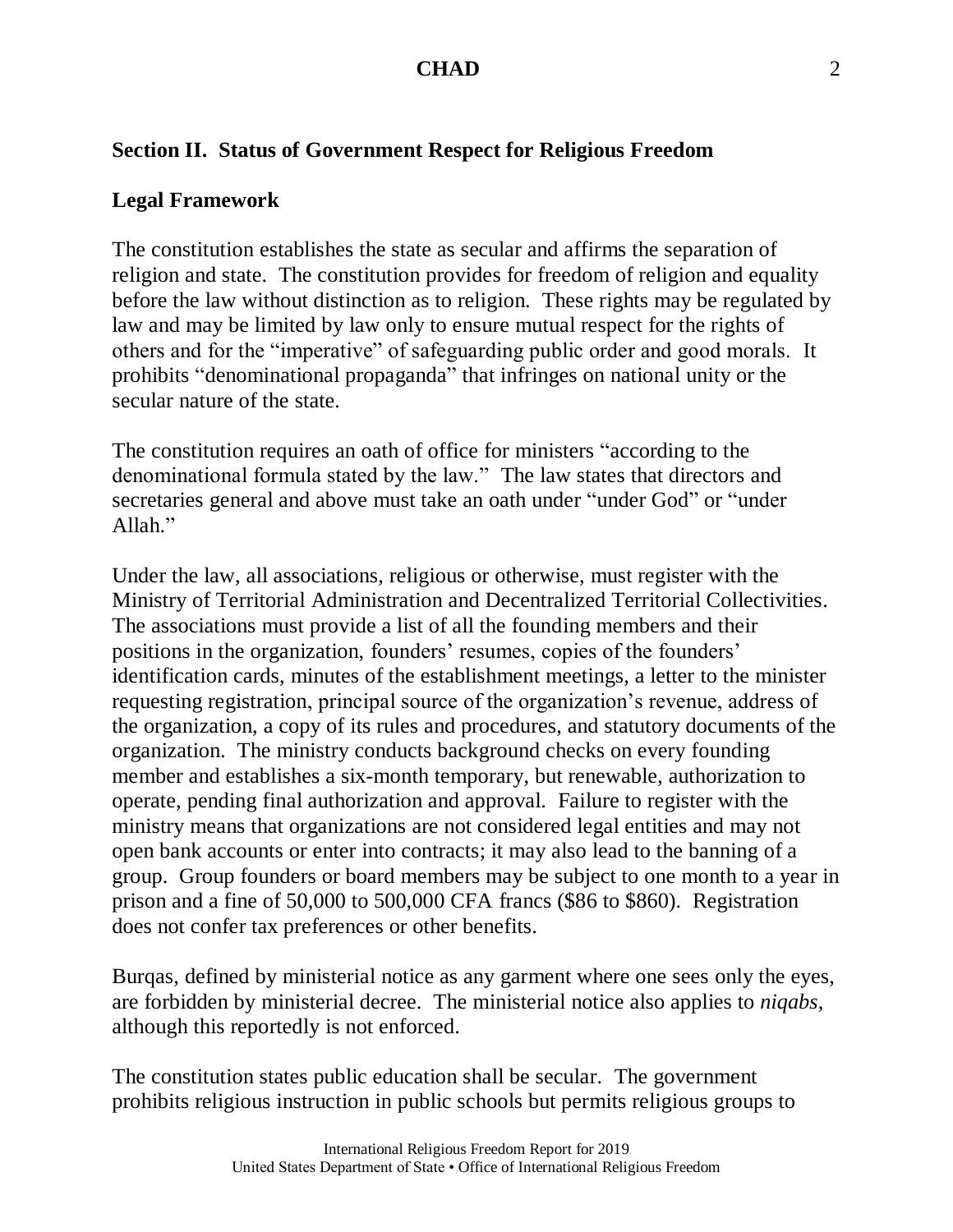## Section II. Status of Government Respect for Religious Freedom

### Legal Framework

The constitution establishes the state as secular and affirms the separation of religion and state. The constitution provides for freedom of religion and equality before the law without distinction as to religion. These rights may be regulated by law and may be limited by law only to ensure mutual respect for the rights of others and for the "imperative" of safeguarding public order and good morals. It prohibits "denominational propaganda" that infringes on national unity or the secular nature of the state.

The constitution requires an oath of office for ministers "according to the denominational formula stated by the law." The law states that directors and secretaries general and above must take an oath under "under God" or "under Allah."

Under the law, all associations, religious or otherwise, must register with the Ministry of Territorial Administration and Decentralized Territorial Collectivities. The associations must provide a list of all the founding members and their positions in the organization, founders' resumes, copies of the founders' identification cards, minutes of the establishment meetings, a letter to the minister requesting registration, principal source of the organization's revenue, address of the organization, a copy of its rules and procedures, and statutory documents of the organization. The ministry conducts background checks on every founding member and establishes a six-month temporary, but renewable, authorization to operate, pending final authorization and approval. Failure to register with the ministry means that organizations are not considered legal entities and may not open bank accounts or enter into contracts; it may also lead to the banning of a group. Group founders or board members may be subject to one month to a year in prison and a fine of 50,000 to 500,000 CFA francs ($86 to $860). Registration does not confer tax preferences or other benefits.

Burqas, defined by ministerial notice as any garment where one sees only the eyes, are forbidden by ministerial decree. The ministerial notice also applies to *niqabs,* although this reportedly is not enforced.

The constitution states public education shall be secular. The government prohibits religious instruction in public schools but permits religious groups to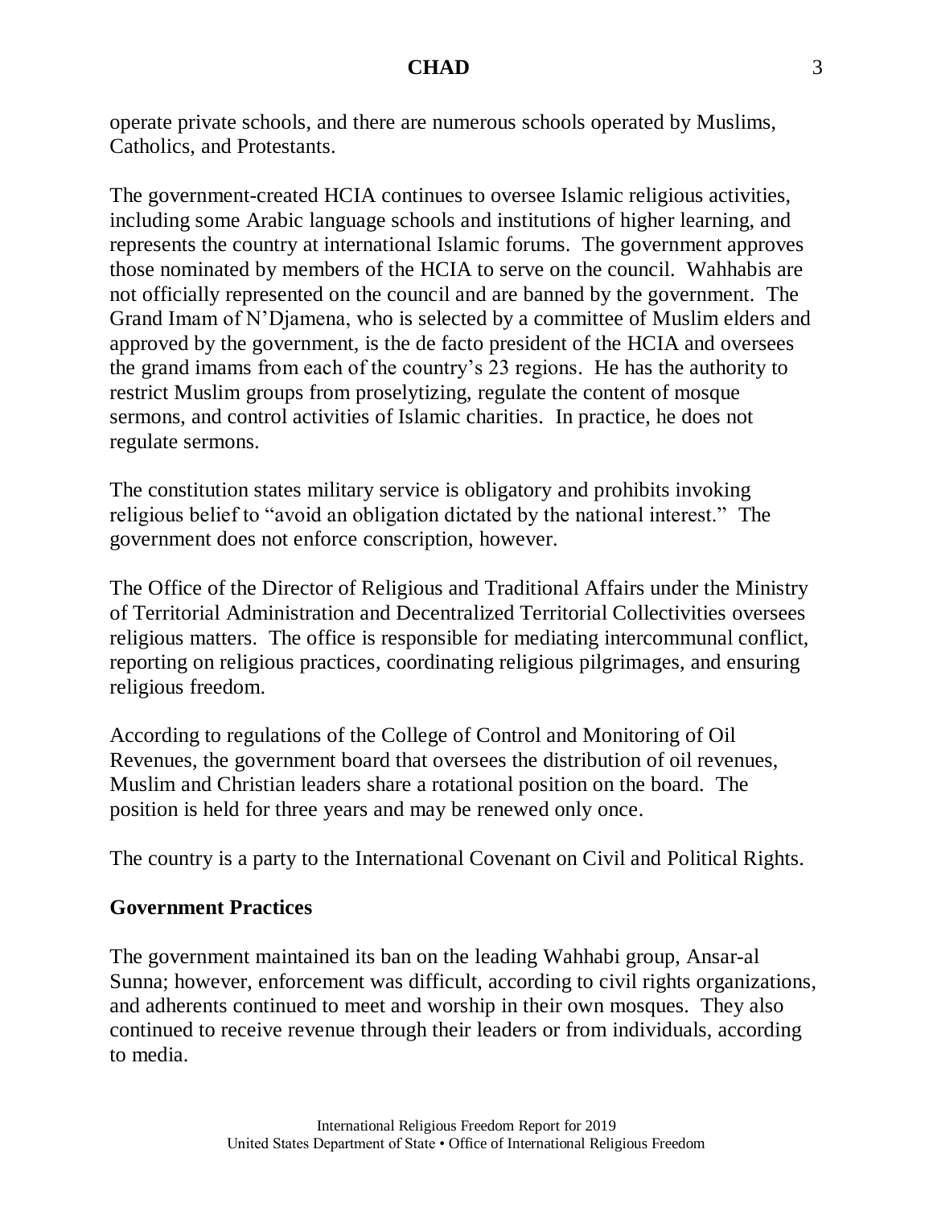operate private schools, and there are numerous schools operated by Muslims, Catholics, and Protestants.

The government-created HCIA continues to oversee Islamic religious activities, including some Arabic language schools and institutions of higher learning, and represents the country at international Islamic forums. The government approves those nominated by members of the HCIA to serve on the council. Wahhabis are not officially represented on the council and are banned by the government. The Grand Imam of N'Djamena, who is selected by a committee of Muslim elders and approved by the government, is the de facto president of the HCIA and oversees the grand imams from each of the country's 23 regions. He has the authority to restrict Muslim groups from proselytizing, regulate the content of mosque sermons, and control activities of Islamic charities. In practice, he does not regulate sermons.

The constitution states military service is obligatory and prohibits invoking religious belief to "avoid an obligation dictated by the national interest." The government does not enforce conscription, however.

The Office of the Director of Religious and Traditional Affairs under the Ministry of Territorial Administration and Decentralized Territorial Collectivities oversees religious matters. The office is responsible for mediating intercommunal conflict, reporting on religious practices, coordinating religious pilgrimages, and ensuring religious freedom.

According to regulations of the College of Control and Monitoring of Oil Revenues, the government board that oversees the distribution of oil revenues, Muslim and Christian leaders share a rotational position on the board. The position is held for three years and may be renewed only once.

The country is a party to the International Covenant on Civil and Political Rights.

## Government Practices

The government maintained its ban on the leading Wahhabi group, Ansar-al Sunna; however, enforcement was difficult, according to civil rights organizations, and adherents continued to meet and worship in their own mosques. They also continued to receive revenue through their leaders or from individuals, according to media.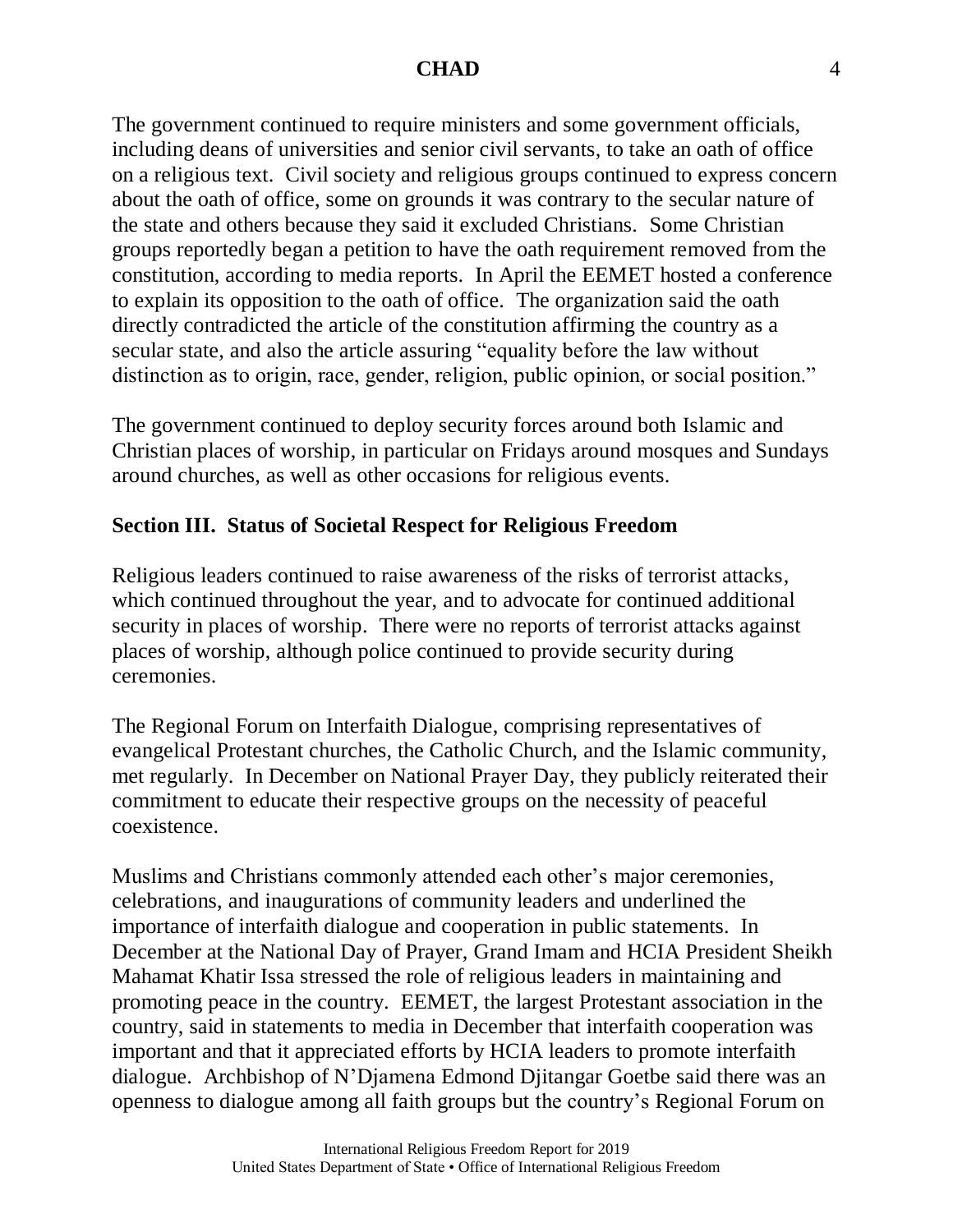The government continued to require ministers and some government officials, including deans of universities and senior civil servants, to take an oath of office on a religious text. Civil society and religious groups continued to express concern about the oath of office, some on grounds it was contrary to the secular nature of the state and others because they said it excluded Christians. Some Christian groups reportedly began a petition to have the oath requirement removed from the constitution, according to media reports. In April the EEMET hosted a conference to explain its opposition to the oath of office. The organization said the oath directly contradicted the article of the constitution affirming the country as a secular state, and also the article assuring "equality before the law without distinction as to origin, race, gender, religion, public opinion, or social position."

The government continued to deploy security forces around both Islamic and Christian places of worship, in particular on Fridays around mosques and Sundays around churches, as well as other occasions for religious events.

## Section III. Status of Societal Respect for Religious Freedom

Religious leaders continued to raise awareness of the risks of terrorist attacks, which continued throughout the year, and to advocate for continued additional security in places of worship. There were no reports of terrorist attacks against places of worship, although police continued to provide security during ceremonies.

The Regional Forum on Interfaith Dialogue, comprising representatives of evangelical Protestant churches, the Catholic Church, and the Islamic community, met regularly. In December on National Prayer Day, they publicly reiterated their commitment to educate their respective groups on the necessity of peaceful coexistence.

Muslims and Christians commonly attended each other's major ceremonies, celebrations, and inaugurations of community leaders and underlined the importance of interfaith dialogue and cooperation in public statements. In December at the National Day of Prayer, Grand Imam and HCIA President Sheikh Mahamat Khatir Issa stressed the role of religious leaders in maintaining and promoting peace in the country. EEMET, the largest Protestant association in the country, said in statements to media in December that interfaith cooperation was important and that it appreciated efforts by HCIA leaders to promote interfaith dialogue. Archbishop of N'Djamena Edmond Djitangar Goetbe said there was an openness to dialogue among all faith groups but the country's Regional Forum on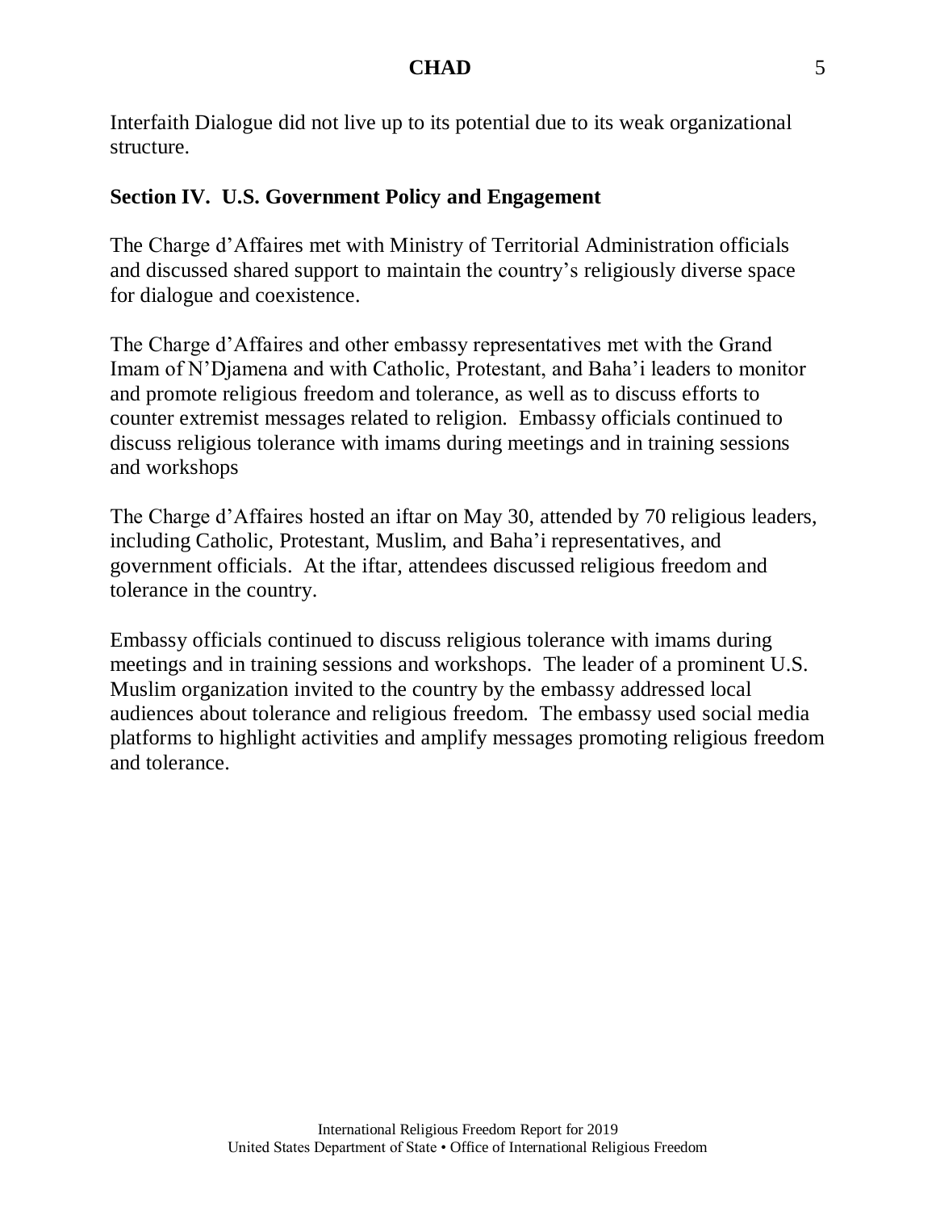Interfaith Dialogue did not live up to its potential due to its weak organizational structure.

## Section IV. U.S. Government Policy and Engagement

The Charge d'Affaires met with Ministry of Territorial Administration officials and discussed shared support to maintain the country's religiously diverse space for dialogue and coexistence.

The Charge d'Affaires and other embassy representatives met with the Grand Imam of N'Djamena and with Catholic, Protestant, and Baha'i leaders to monitor and promote religious freedom and tolerance, as well as to discuss efforts to counter extremist messages related to religion. Embassy officials continued to discuss religious tolerance with imams during meetings and in training sessions and workshops

The Charge d'Affaires hosted an iftar on May 30, attended by 70 religious leaders, including Catholic, Protestant, Muslim, and Baha'i representatives, and government officials. At the iftar, attendees discussed religious freedom and tolerance in the country.

Embassy officials continued to discuss religious tolerance with imams during meetings and in training sessions and workshops. The leader of a prominent U.S. Muslim organization invited to the country by the embassy addressed local audiences about tolerance and religious freedom. The embassy used social media platforms to highlight activities and amplify messages promoting religious freedom and tolerance.